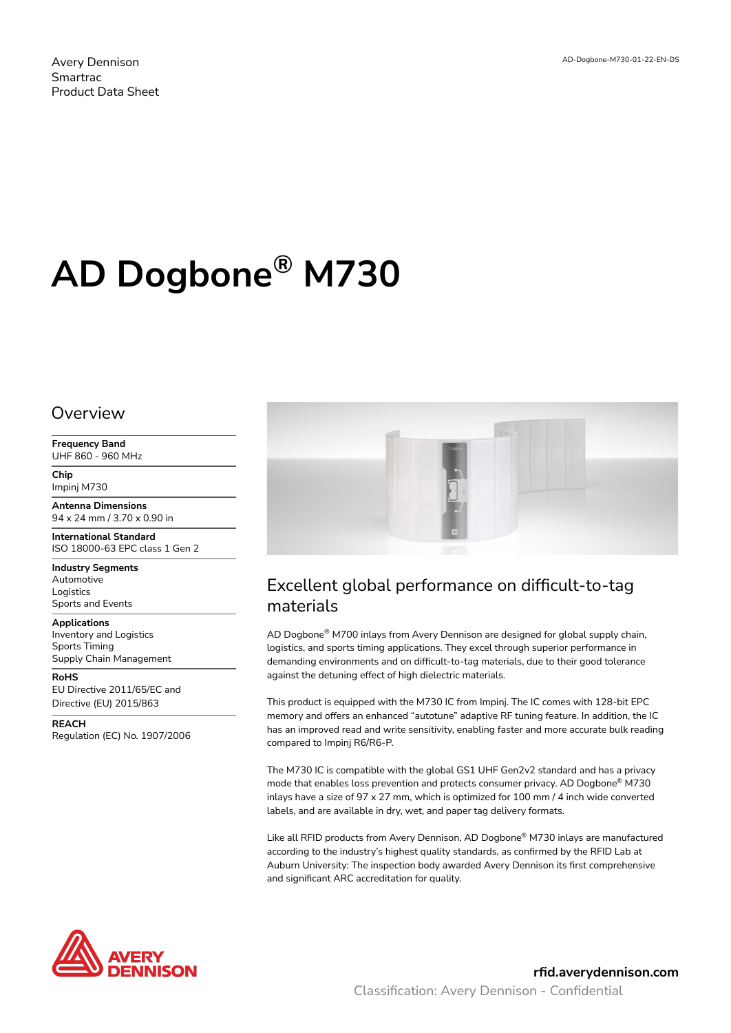Avery Dennison
Smartrac
Product Data Sheet

AD-Dogbone-M730-01-22-EN-DS

# AD Dogbone® M730

## Overview

**Frequency Band**
UHF 860 - 960 MHz

**Chip**
Impinj M730

**Antenna Dimensions**
94 x 24 mm / 3.70 x 0.90 in

**International Standard**
ISO 18000-63 EPC class 1 Gen 2

**Industry Segments**
Automotive
Logistics
Sports and Events

**Applications**
Inventory and Logistics
Sports Timing
Supply Chain Management

**RoHS**
EU Directive 2011/65/EC and
Directive (EU) 2015/863

**REACH**
Regulation (EC) No. 1907/2006

## Excellent global performance on difficult-to-tag materials

AD Dogbone® M700 inlays from Avery Dennison are designed for global supply chain, logistics, and sports timing applications. They excel through superior performance in demanding environments and on difficult-to-tag materials, due to their good tolerance against the detuning effect of high dielectric materials.

This product is equipped with the M730 IC from Impinj. The IC comes with 128-bit EPC memory and offers an enhanced "autotune" adaptive RF tuning feature. In addition, the IC has an improved read and write sensitivity, enabling faster and more accurate bulk reading compared to Impinj R6/R6-P.

The M730 IC is compatible with the global GS1 UHF Gen2v2 standard and has a privacy mode that enables loss prevention and protects consumer privacy. AD Dogbone® M730 inlays have a size of 97 x 27 mm, which is optimized for 100 mm / 4 inch wide converted labels, and are available in dry, wet, and paper tag delivery formats.

Like all RFID products from Avery Dennison, AD Dogbone® M730 inlays are manufactured according to the industry's highest quality standards, as confirmed by the RFID Lab at Auburn University: The inspection body awarded Avery Dennison its first comprehensive and significant ARC accreditation for quality.

AVERY DENNISON

**rfid.averydennison.com**

Classification: Avery Dennison - Confidential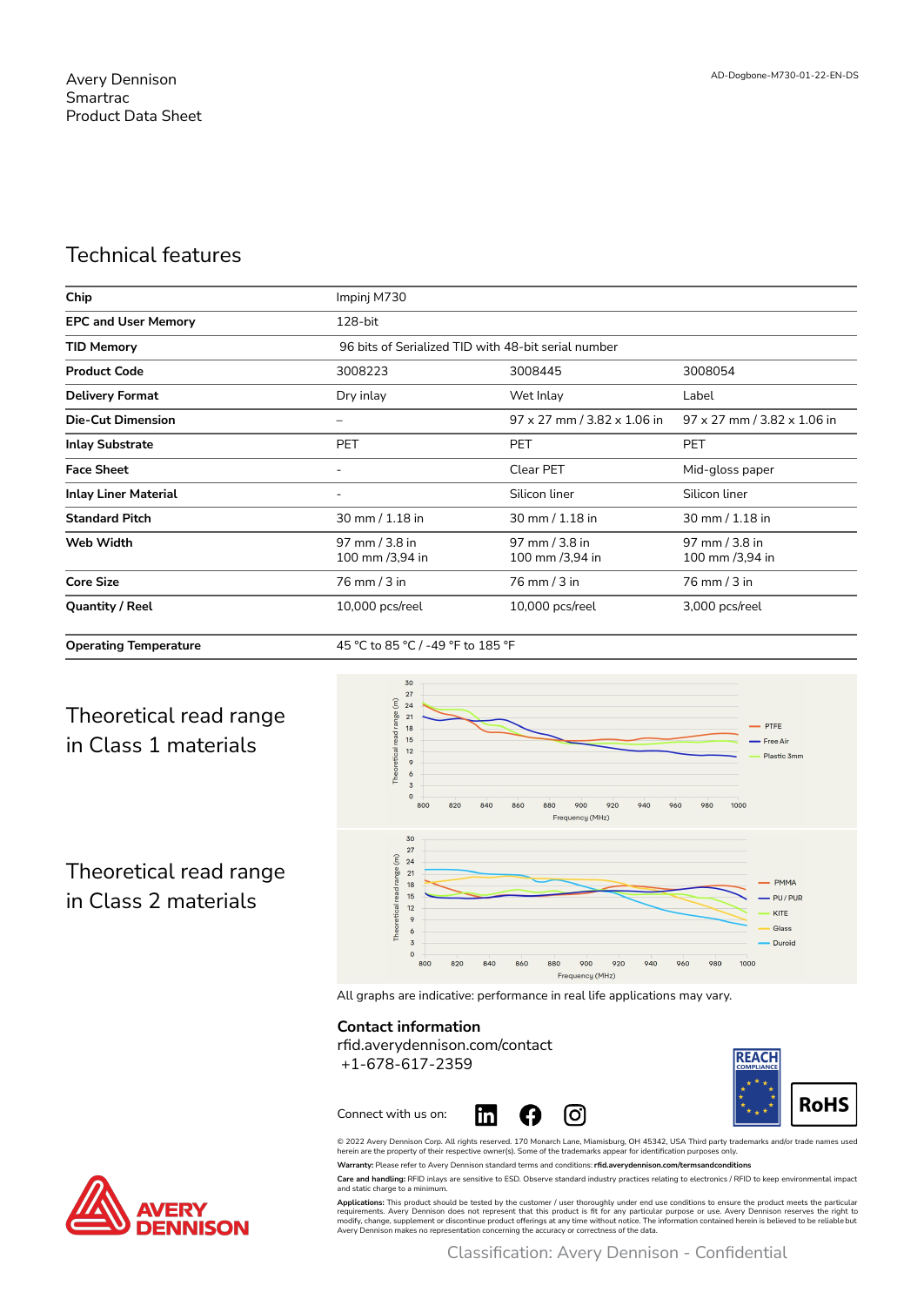Avery Dennison
Smartrac
Product Data Sheet

AD-Dogbone-M730-01-22-EN-DS

## Technical features

| | | | |
|---|---|---|---|
| **Chip** | Impinj M730 | | |
| **EPC and User Memory** | 128-bit | | |
| **TID Memory** | 96 bits of Serialized TID with 48-bit serial number | | |
| **Product Code** | 3008223 | 3008445 | 3008054 |
| **Delivery Format** | Dry inlay | Wet Inlay | Label |
| **Die-Cut Dimension** | – | 97 x 27 mm / 3.82 x 1.06 in | 97 x 27 mm / 3.82 x 1.06 in |
| **Inlay Substrate** | PET | PET | PET |
| **Face Sheet** | - | Clear PET | Mid-gloss paper |
| **Inlay Liner Material** | - | Silicon liner | Silicon liner |
| **Standard Pitch** | 30 mm / 1.18 in | 30 mm / 1.18 in | 30 mm / 1.18 in |
| **Web Width** | 97 mm / 3.8 in<br>100 mm /3,94 in | 97 mm / 3.8 in<br>100 mm /3,94 in | 97 mm / 3.8 in<br>100 mm /3,94 in |
| **Core Size** | 76 mm / 3 in | 76 mm / 3 in | 76 mm / 3 in |
| **Quantity / Reel** | 10,000 pcs/reel | 10,000 pcs/reel | 3,000 pcs/reel |
| **Operating Temperature** | 45 °C to 85 °C / -49 °F to 185 °F | | |

## Theoretical read range in Class 1 materials

Theoretical read range (m)
30
27
24
21
18
15
12
9
6
3
0
800 820 840 860 880 900 920 940 960 980 1000
Frequency (MHz)
PTFE
Free Air
Plastic 3mm

## Theoretical read range in Class 2 materials

Theoretical read range (m)
30
27
24
21
18
15
12
9
6
3
0
800 820 840 860 880 900 920 940 960 980 1000
Frequency (MHz)
PMMA
PU / PUR
KITE
Glass
Duroid

All graphs are indicative: performance in real life applications may vary.

**Contact information**
rfid.averydennison.com/contact
+1-678-617-2359

Connect with us on:

REACH COMPLIANCE

RoHS

© 2022 Avery Dennison Corp. All rights reserved. 170 Monarch Lane, Miamisburg, OH 45342, USA Third party trademarks and/or trade names used herein are the property of their respective owner(s). Some of the trademarks appear for identification purposes only.

**Warranty:** Please refer to Avery Dennison standard terms and conditions: **rfid.averydennison.com/termsandconditions**

**Care and handling:** RFID inlays are sensitive to ESD. Observe standard industry practices relating to electronics / RFID to keep environmental impact and static charge to a minimum.

**Applications:** This product should be tested by the customer / user thoroughly under end use conditions to ensure the product meets the particular requirements. Avery Dennison does not represent that this product is fit for any particular purpose or use. Avery Dennison reserves the right to modify, change, supplement or discontinue product offerings at any time without notice. The information contained herein is believed to be reliable but Avery Dennison makes no representation concerning the accuracy or correctness of the data.

AVERY DENNISON

Classification: Avery Dennison - Confidential